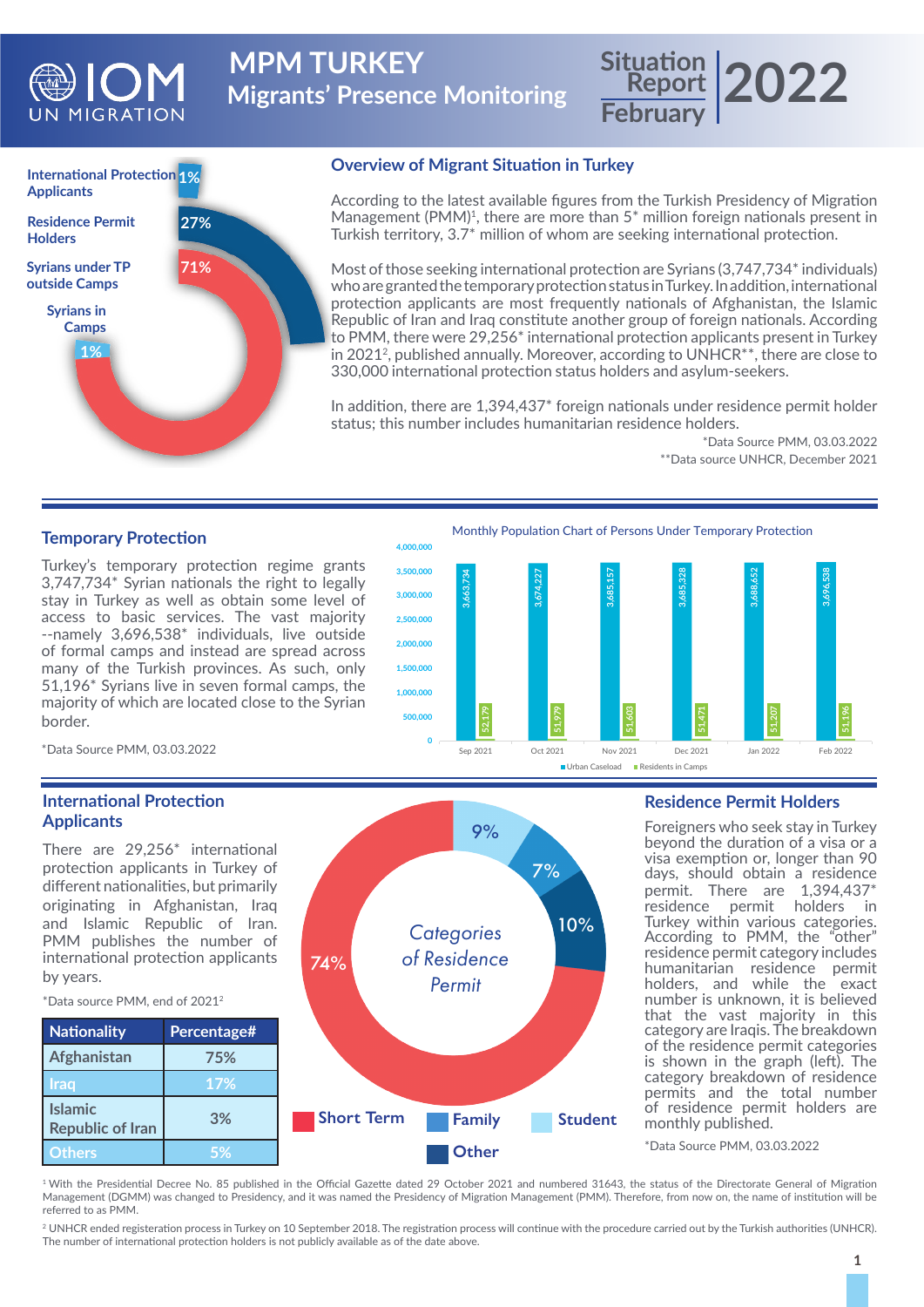# MPM TURKEY

## Migrants' Presence Monitoring

Situation Report February 2022

International Protection Applicants 1%
Residence Permit Holders 27%
Syrians under TP outside Camps 71%
Syrians in Camps 1%

## Overview of Migrant Situation in Turkey

According to the latest available figures from the Turkish Presidency of Migration Management (PMM)[1], there are more than 5* million foreign nationals present in Turkish territory, 3.7* million of whom are seeking international protection.

Most of those seeking international protection are Syrians (3,747,734* individuals) who are granted the temporary protection status in Turkey. In addition, international protection applicants are most frequently nationals of Afghanistan, the Islamic Republic of Iran and Iraq constitute another group of foreign nationals. According to PMM, there were 29,256* international protection applicants present in Turkey in 2021[2], published annually. Moreover, according to UNHCR**, there are close to 330,000 international protection status holders and asylum-seekers.

In addition, there are 1,394,437* foreign nationals under residence permit holder status; this number includes humanitarian residence holders.

*Data Source PMM, 03.03.2022
**Data source UNHCR, December 2021

## Temporary Protection

Turkey's temporary protection regime grants 3,747,734* Syrian nationals the right to legally stay in Turkey as well as obtain some level of access to basic services. The vast majority --namely 3,696,538* individuals, live outside of formal camps and instead are spread across many of the Turkish provinces. As such, only 51,196* Syrians live in seven formal camps, the majority of which are located close to the Syrian border.

*Data Source PMM, 03.03.2022

Monthly Population Chart of Persons Under Temporary Protection

| Month | Urban Caseload | Residents in Camps |
|---|---|---|
| Sep 2021 | 3,663,734 | 52,179 |
| Oct 2021 | 3,674,227 | 51,979 |
| Nov 2021 | 3,685,157 | 51,603 |
| Dec 2021 | 3,685,328 | 51,471 |
| Jan 2022 | 3,688,652 | 51,207 |
| Feb 2022 | 3,696,538 | 51,196 |

## International Protection Applicants

There are 29,256* international protection applicants in Turkey of different nationalities, but primarily originating in Afghanistan, Iraq and Islamic Republic of Iran. PMM publishes the number of international protection applicants by years.

*Data source PMM, end of 2021[2]

| Nationality | Percentage# |
|---|---|
| Afghanistan | 75% |
| Iraq | 17% |
| Islamic Republic of Iran | 3% |
| Others | 5% |

Categories of Residence Permit: Short Term 74%, Family 7%, Student 9%, Other 10%

## Residence Permit Holders

Foreigners who seek stay in Turkey beyond the duration of a visa or a visa exemption or, longer than 90 days, should obtain a residence permit. There are 1,394,437* residence permit holders in Turkey within various categories. According to PMM, the "other" residence permit category includes humanitarian residence permit holders, and while the exact number is unknown, it is believed that the vast majority in this category are Iraqis. The breakdown of the residence permit categories is shown in the graph (left). The category breakdown of residence permits and the total number of residence permit holders are monthly published.

*Data Source PMM, 03.03.2022

[1] With the Presidential Decree No. 85 published in the Official Gazette dated 29 October 2021 and numbered 31643, the status of the Directorate General of Migration Management (DGMM) was changed to Presidency, and it was named the Presidency of Migration Management (PMM). Therefore, from now on, the name of institution will be referred to as PMM.

[2] UNHCR ended registeration process in Turkey on 10 September 2018. The registration process will continue with the procedure carried out by the Turkish authorities (UNHCR). The number of international protection holders is not publicly available as of the date above.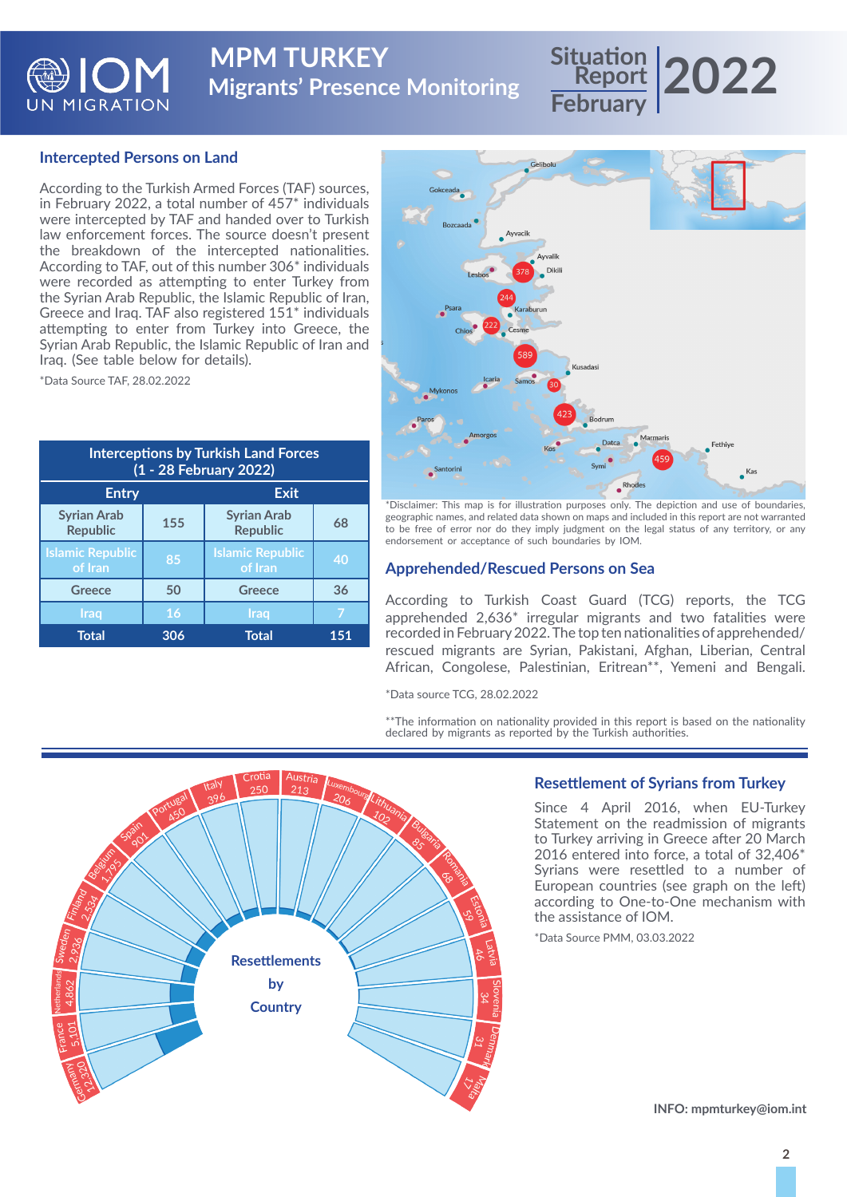# MPM TURKEY
## Migrants' Presence Monitoring

Situation Report February 2022

## Intercepted Persons on Land

According to the Turkish Armed Forces (TAF) sources, in February 2022, a total number of 457* individuals were intercepted by TAF and handed over to Turkish law enforcement forces. The source doesn't present the breakdown of the intercepted nationalities. According to TAF, out of this number 306* individuals were recorded as attempting to enter Turkey from the Syrian Arab Republic, the Islamic Republic of Iran, Greece and Iraq. TAF also registered 151* individuals attempting to enter from Turkey into Greece, the Syrian Arab Republic, the Islamic Republic of Iran and Iraq. (See table below for details).

*Data Source TAF, 28.02.2022

**Interceptions by Turkish Land Forces (1 - 28 February 2022)**

| Entry | | Exit | |
|---|---|---|---|
| Syrian Arab Republic | 155 | Syrian Arab Republic | 68 |
| Islamic Republic of Iran | 85 | Islamic Republic of Iran | 40 |
| Greece | 50 | Greece | 36 |
| Iraq | 16 | Iraq | 7 |
| Total | 306 | Total | 151 |

Gelibolu
Gokceada
Bozcaada
Ayvacik
Ayvalik
Dikili
Lesbos
378
Psara
244
Karaburun
Chios
222
Cesme
589
Kusadasi
Icaria
Samos
30
Mykonos
423
Bodrum
Paros
Amorgos
Datca
Marmaris
Kos
459
Fethiye
Symi
Santorini
Kas
Rhodes

*Disclaimer: This map is for illustration purposes only. The depiction and use of boundaries, geographic names, and related data shown on maps and included in this report are not warranted to be free of error nor do they imply judgment on the legal status of any territory, or any endorsement or acceptance of such boundaries by IOM.

## Apprehended/Rescued Persons on Sea

According to Turkish Coast Guard (TCG) reports, the TCG apprehended 2,636* irregular migrants and two fatalities were recorded in February 2022. The top ten nationalities of apprehended/rescued migrants are Syrian, Pakistani, Afghan, Liberian, Central African, Congolese, Palestinian, Eritrean**, Yemeni and Bengali.

*Data source TCG, 28.02.2022

**The information on nationality provided in this report is based on the nationality declared by migrants as reported by the Turkish authorities.

Resettlements by Country

Germany 12,320
France 5,101
Netherlands 4,862
Sweden 2,936
Finland 2,534
Belgium 1,795
Spain 901
Portugal 450
Italy 396
Crotia 250
Austria 213
Luxembourg 206
Lithuania 102
Bulgaria 85
Romania 68
Estonia 59
Latvia 46
Slovenia 34
Denmark 31
Malta 17

## Resettlement of Syrians from Turkey

Since 4 April 2016, when EU-Turkey Statement on the readmission of migrants to Turkey arriving in Greece after 20 March 2016 entered into force, a total of 32,406* Syrians were resettled to a number of European countries (see graph on the left) according to One-to-One mechanism with the assistance of IOM.

*Data Source PMM, 03.03.2022

**INFO: mpmturkey@iom.int**